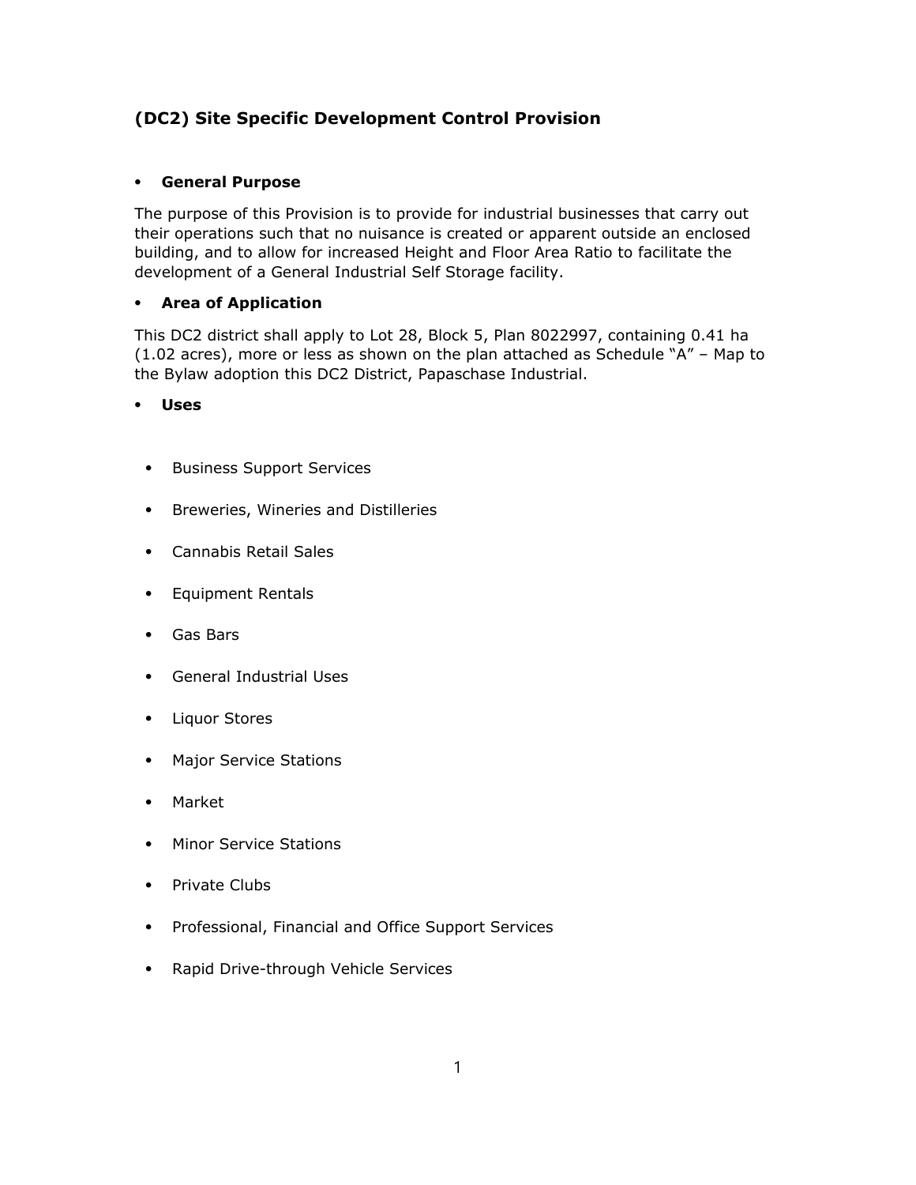## (DC2) Site Specific Development Control Provision

- **General Purpose**

The purpose of this Provision is to provide for industrial businesses that carry out their operations such that no nuisance is created or apparent outside an enclosed building, and to allow for increased Height and Floor Area Ratio to facilitate the development of a General Industrial Self Storage facility.

- **Area of Application**

This DC2 district shall apply to Lot 28, Block 5, Plan 8022997, containing 0.41 ha (1.02 acres), more or less as shown on the plan attached as Schedule "A" – Map to the Bylaw adoption this DC2 District, Papaschase Industrial.

- **Uses**

  - Business Support Services
  - Breweries, Wineries and Distilleries
  - Cannabis Retail Sales
  - Equipment Rentals
  - Gas Bars
  - General Industrial Uses
  - Liquor Stores
  - Major Service Stations
  - Market
  - Minor Service Stations
  - Private Clubs
  - Professional, Financial and Office Support Services
  - Rapid Drive-through Vehicle Services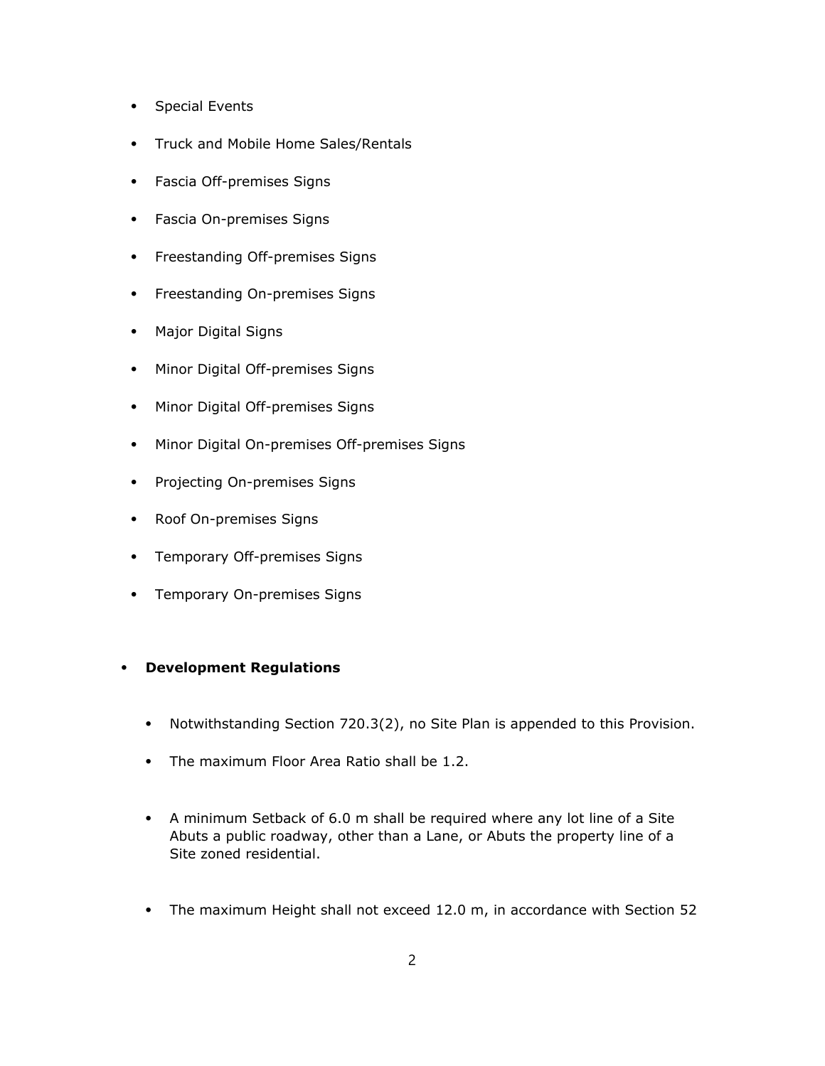- Special Events
- Truck and Mobile Home Sales/Rentals
- Fascia Off-premises Signs
- Fascia On-premises Signs
- Freestanding Off-premises Signs
- Freestanding On-premises Signs
- Major Digital Signs
- Minor Digital Off-premises Signs
- Minor Digital Off-premises Signs
- Minor Digital On-premises Off-premises Signs
- Projecting On-premises Signs
- Roof On-premises Signs
- Temporary Off-premises Signs
- Temporary On-premises Signs

- **Development Regulations**

  - Notwithstanding Section 720.3(2), no Site Plan is appended to this Provision.
  - The maximum Floor Area Ratio shall be 1.2.
  - A minimum Setback of 6.0 m shall be required where any lot line of a Site Abuts a public roadway, other than a Lane, or Abuts the property line of a Site zoned residential.
  - The maximum Height shall not exceed 12.0 m, in accordance with Section 52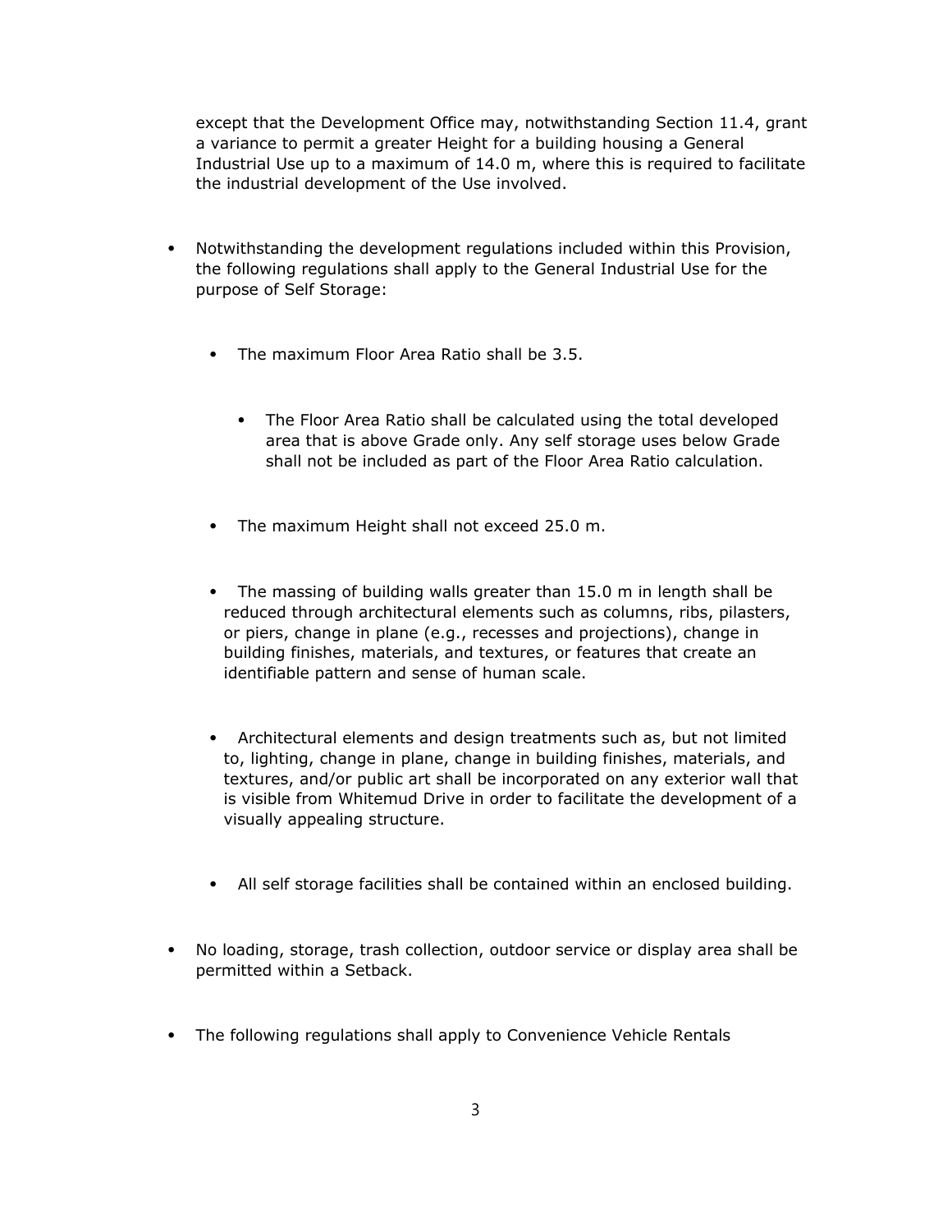except that the Development Office may, notwithstanding Section 11.4, grant a variance to permit a greater Height for a building housing a General Industrial Use up to a maximum of 14.0 m, where this is required to facilitate the industrial development of the Use involved.

- Notwithstanding the development regulations included within this Provision, the following regulations shall apply to the General Industrial Use for the purpose of Self Storage:
  - The maximum Floor Area Ratio shall be 3.5.
    - The Floor Area Ratio shall be calculated using the total developed area that is above Grade only. Any self storage uses below Grade shall not be included as part of the Floor Area Ratio calculation.
  - The maximum Height shall not exceed 25.0 m.
  - The massing of building walls greater than 15.0 m in length shall be reduced through architectural elements such as columns, ribs, pilasters, or piers, change in plane (e.g., recesses and projections), change in building finishes, materials, and textures, or features that create an identifiable pattern and sense of human scale.
  - Architectural elements and design treatments such as, but not limited to, lighting, change in plane, change in building finishes, materials, and textures, and/or public art shall be incorporated on any exterior wall that is visible from Whitemud Drive in order to facilitate the development of a visually appealing structure.
  - All self storage facilities shall be contained within an enclosed building.
- No loading, storage, trash collection, outdoor service or display area shall be permitted within a Setback.
- The following regulations shall apply to Convenience Vehicle Rentals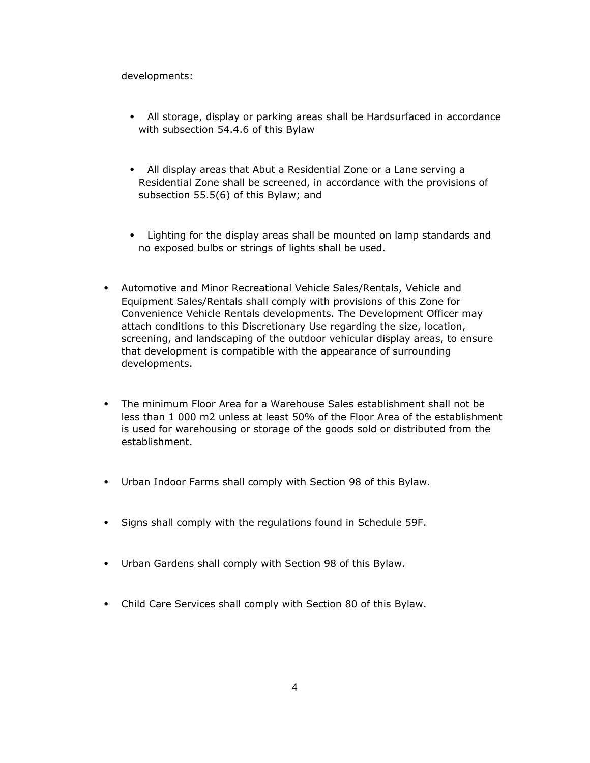developments:

- All storage, display or parking areas shall be Hardsurfaced in accordance with subsection 54.4.6 of this Bylaw
- All display areas that Abut a Residential Zone or a Lane serving a Residential Zone shall be screened, in accordance with the provisions of subsection 55.5(6) of this Bylaw; and
- Lighting for the display areas shall be mounted on lamp standards and no exposed bulbs or strings of lights shall be used.

- Automotive and Minor Recreational Vehicle Sales/Rentals, Vehicle and Equipment Sales/Rentals shall comply with provisions of this Zone for Convenience Vehicle Rentals developments. The Development Officer may attach conditions to this Discretionary Use regarding the size, location, screening, and landscaping of the outdoor vehicular display areas, to ensure that development is compatible with the appearance of surrounding developments.
- The minimum Floor Area for a Warehouse Sales establishment shall not be less than 1 000 m2 unless at least 50% of the Floor Area of the establishment is used for warehousing or storage of the goods sold or distributed from the establishment.
- Urban Indoor Farms shall comply with Section 98 of this Bylaw.
- Signs shall comply with the regulations found in Schedule 59F.
- Urban Gardens shall comply with Section 98 of this Bylaw.
- Child Care Services shall comply with Section 80 of this Bylaw.